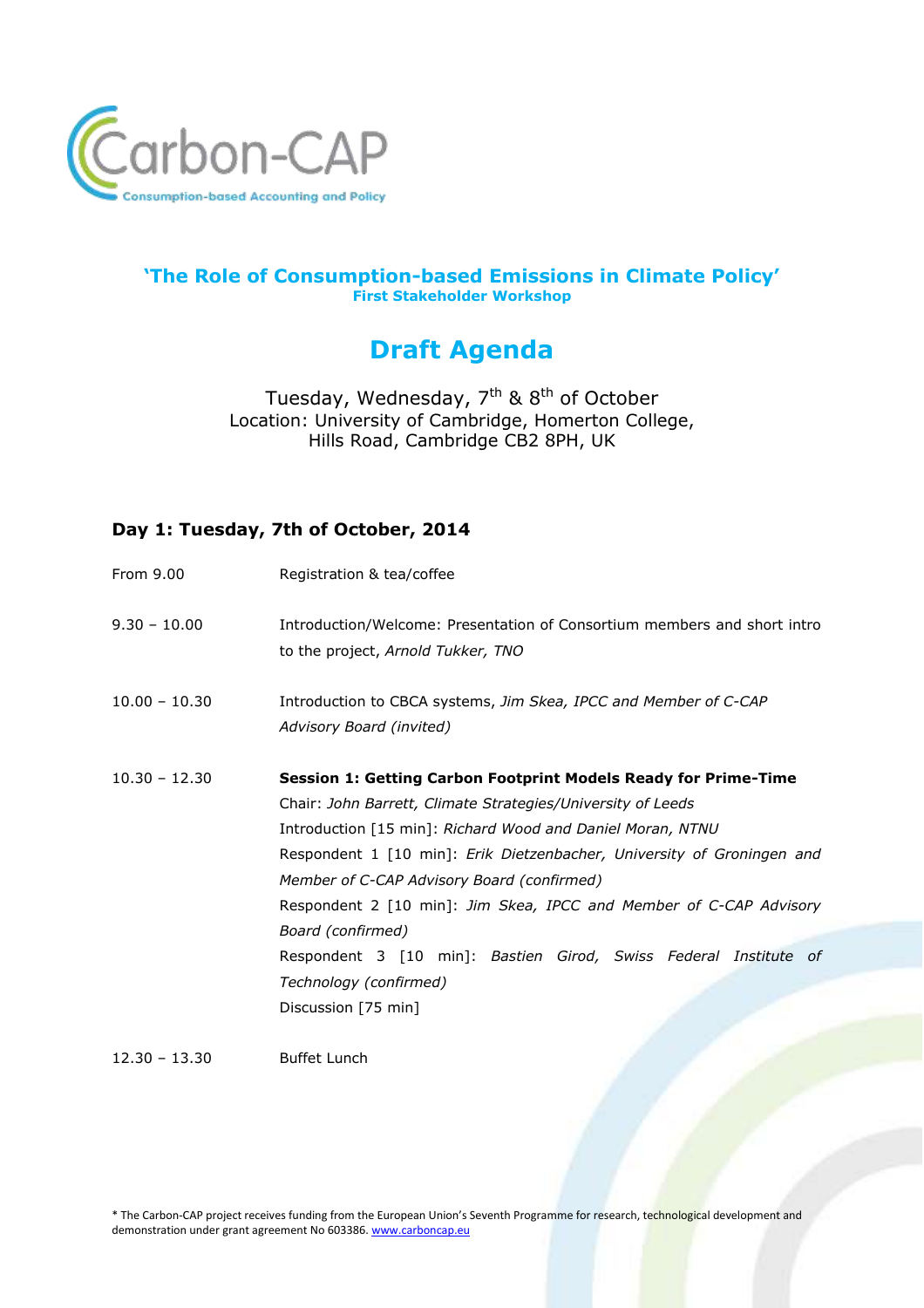Carbon-CAP

Consumption-based Accounting and Policy

## 'The Role of Consumption-based Emissions in Climate Policy'

**First Stakeholder Workshop**

# Draft Agenda

Tuesday, Wednesday, 7th & 8th of October
Location: University of Cambridge, Homerton College,
Hills Road, Cambridge CB2 8PH, UK

### Day 1: Tuesday, 7th of October, 2014

| | |
|---|---|
| From 9.00 | Registration & tea/coffee |
| 9.30 – 10.00 | Introduction/Welcome: Presentation of Consortium members and short intro to the project, *Arnold Tukker, TNO* |
| 10.00 – 10.30 | Introduction to CBCA systems, *Jim Skea, IPCC and Member of C-CAP Advisory Board (invited)* |
| 10.30 – 12.30 | **Session 1: Getting Carbon Footprint Models Ready for Prime-Time**<br>Chair: *John Barrett, Climate Strategies/University of Leeds*<br>Introduction [15 min]: *Richard Wood and Daniel Moran, NTNU*<br>Respondent 1 [10 min]: *Erik Dietzenbacher, University of Groningen and Member of C-CAP Advisory Board (confirmed)*<br>Respondent 2 [10 min]: *Jim Skea, IPCC and Member of C-CAP Advisory Board (confirmed)*<br>Respondent 3 [10 min]: *Bastien Girod, Swiss Federal Institute of Technology (confirmed)*<br>Discussion [75 min] |
| 12.30 – 13.30 | Buffet Lunch |

* The Carbon-CAP project receives funding from the European Union's Seventh Programme for research, technological development and demonstration under grant agreement No 603386. www.carboncap.eu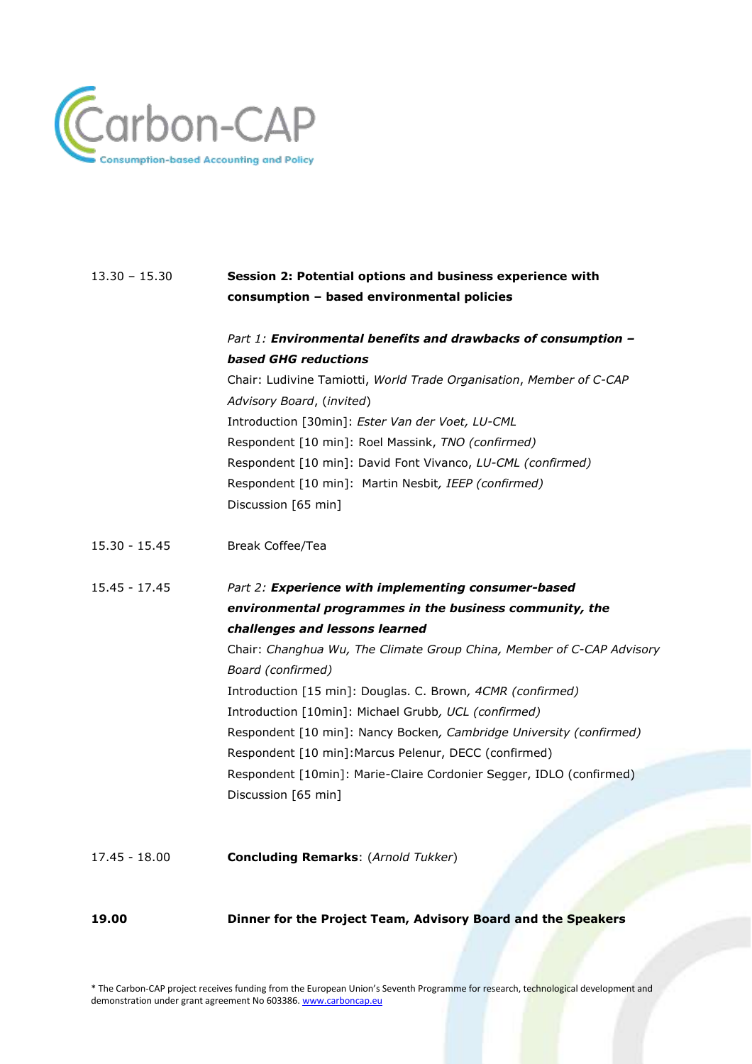Carbon-CAP
Consumption-based Accounting and Policy

13.30 – 15.30 **Session 2: Potential options and business experience with consumption – based environmental policies**

*Part 1:* ***Environmental benefits and drawbacks of consumption – based GHG reductions***
Chair: Ludivine Tamiotti, *World Trade Organisation*, *Member of C-CAP Advisory Board*, (*invited*)
Introduction [30min]: *Ester Van der Voet, LU-CML*
Respondent [10 min]: Roel Massink, *TNO (confirmed)*
Respondent [10 min]: David Font Vivanco, *LU-CML (confirmed)*
Respondent [10 min]: Martin Nesbit*, IEEP (confirmed)*
Discussion [65 min]

15.30 - 15.45 Break Coffee/Tea

15.45 - 17.45 *Part 2:* ***Experience with implementing consumer-based environmental programmes in the business community, the challenges and lessons learned***
Chair: *Changhua Wu, The Climate Group China, Member of C-CAP Advisory Board (confirmed)*
Introduction [15 min]: Douglas. C. Brown*, 4CMR (confirmed)*
Introduction [10min]: Michael Grubb*, UCL (confirmed)*
Respondent [10 min]: Nancy Bocken*, Cambridge University (confirmed)*
Respondent [10 min]:Marcus Pelenur, DECC (confirmed)
Respondent [10min]: Marie-Claire Cordonier Segger, IDLO (confirmed)
Discussion [65 min]

17.45 - 18.00 **Concluding Remarks**: (*Arnold Tukker*)

**19.00** **Dinner for the Project Team, Advisory Board and the Speakers**

* The Carbon-CAP project receives funding from the European Union's Seventh Programme for research, technological development and demonstration under grant agreement No 603386. www.carboncap.eu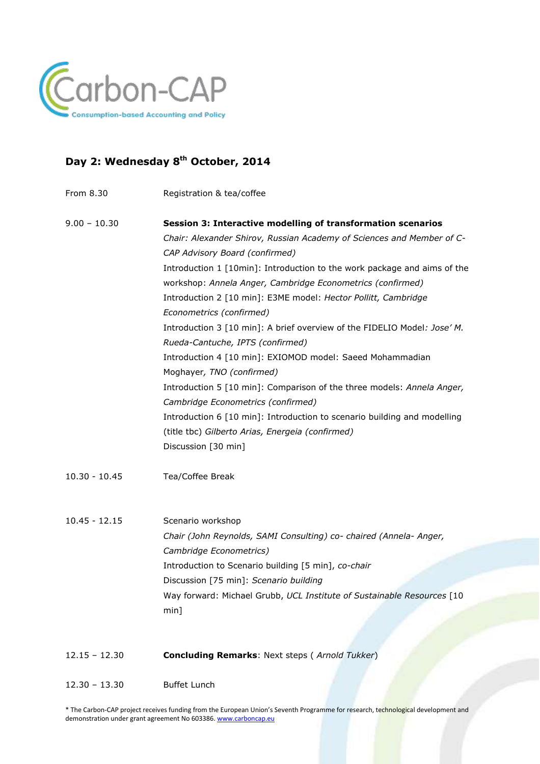Carbon-CAP
Consumption-based Accounting and Policy

## Day 2: Wednesday 8th October, 2014

| | |
|---|---|
| From 8.30 | Registration & tea/coffee |
| 9.00 – 10.30 | **Session 3: Interactive modelling of transformation scenarios**<br>*Chair: Alexander Shirov, Russian Academy of Sciences and Member of C-CAP Advisory Board (confirmed)*<br>Introduction 1 [10min]: Introduction to the work package and aims of the workshop: *Annela Anger, Cambridge Econometrics (confirmed)*<br>Introduction 2 [10 min]: E3ME model: *Hector Pollitt, Cambridge Econometrics (confirmed)*<br>Introduction 3 [10 min]: A brief overview of the FIDELIO Model*: Jose' M. Rueda-Cantuche, IPTS (confirmed)*<br>Introduction 4 [10 min]: EXIOMOD model: Saeed Mohammadian Moghayer*, TNO (confirmed)*<br>Introduction 5 [10 min]: Comparison of the three models: *Annela Anger, Cambridge Econometrics (confirmed)*<br>Introduction 6 [10 min]: Introduction to scenario building and modelling (title tbc) *Gilberto Arias, Energeia (confirmed)*<br>Discussion [30 min] |
| 10.30 - 10.45 | Tea/Coffee Break |
| 10.45 - 12.15 | Scenario workshop<br>*Chair (John Reynolds, SAMI Consulting) co- chaired (Annela- Anger, Cambridge Econometrics)*<br>Introduction to Scenario building [5 min], *co-chair*<br>Discussion [75 min]: *Scenario building*<br>Way forward: Michael Grubb, *UCL Institute of Sustainable Resources* [10 min] |
| 12.15 – 12.30 | **Concluding Remarks**: Next steps ( *Arnold Tukker*) |
| 12.30 – 13.30 | Buffet Lunch |

* The Carbon-CAP project receives funding from the European Union's Seventh Programme for research, technological development and demonstration under grant agreement No 603386. www.carboncap.eu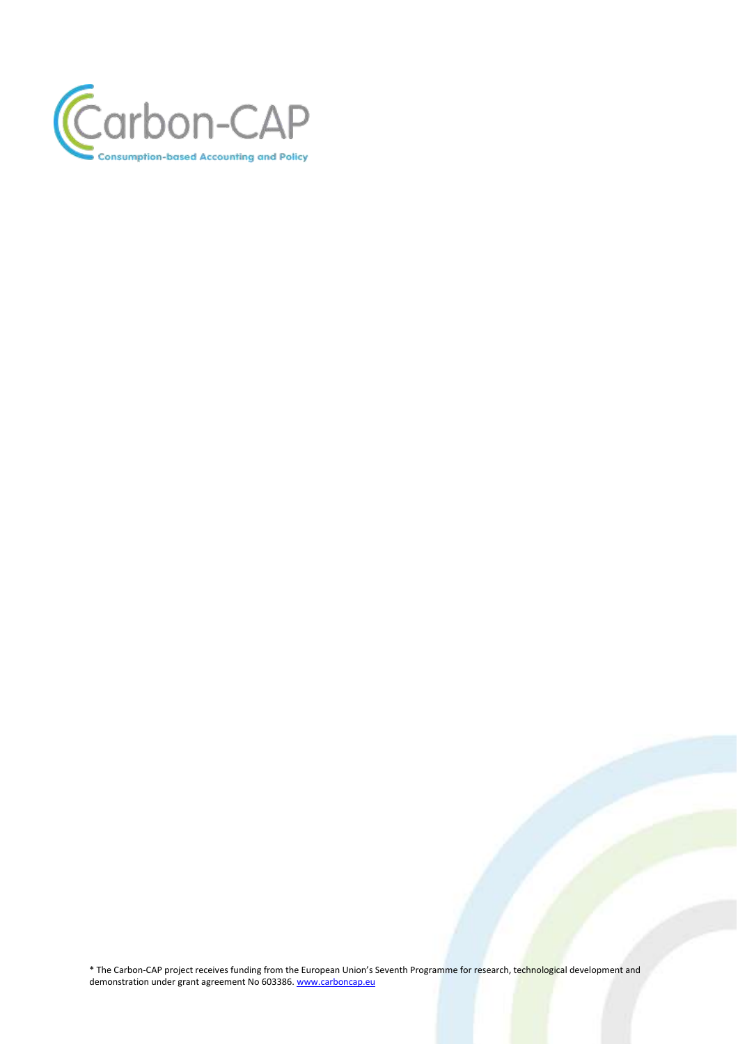Carbon-CAP

Consumption-based Accounting and Policy

* The Carbon-CAP project receives funding from the European Union's Seventh Programme for research, technological development and demonstration under grant agreement No 603386. [www.carboncap.eu](http://www.carboncap.eu)